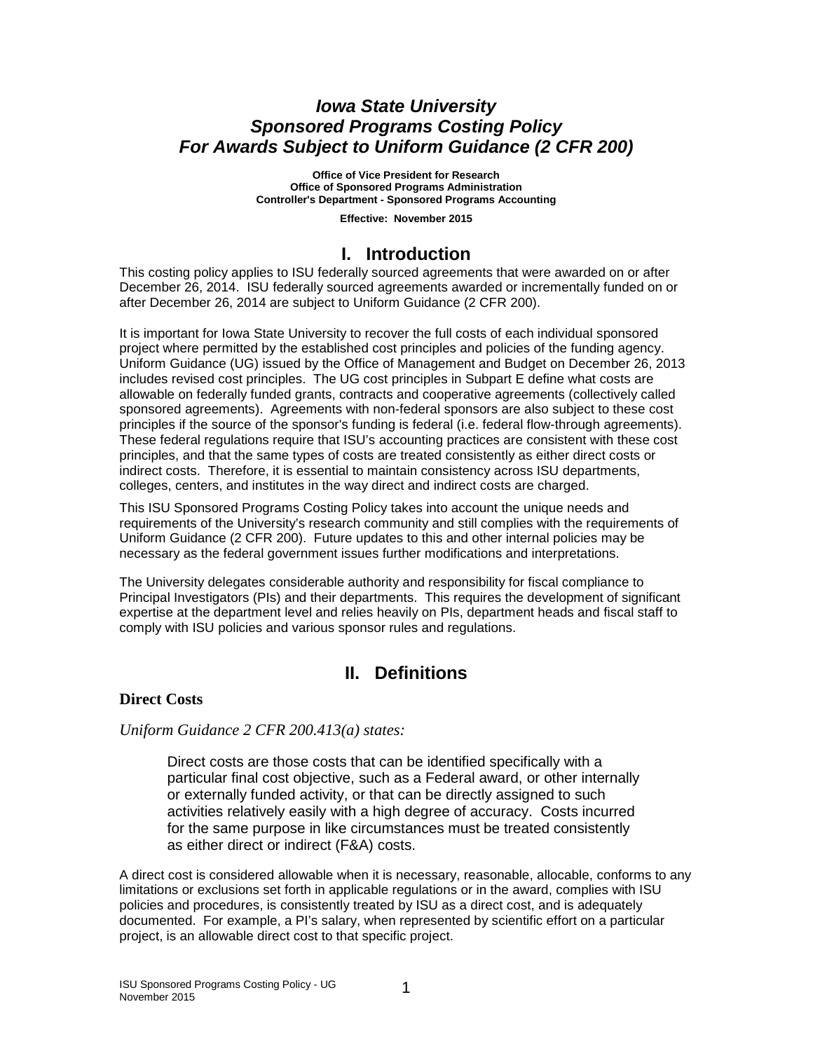# *Iowa State University*
# *Sponsored Programs Costing Policy*
# *For Awards Subject to Uniform Guidance (2 CFR 200)*

**Office of Vice President for Research**
**Office of Sponsored Programs Administration**
**Controller's Department - Sponsored Programs Accounting**

**Effective: November 2015**

## I. Introduction

This costing policy applies to ISU federally sourced agreements that were awarded on or after December 26, 2014. ISU federally sourced agreements awarded or incrementally funded on or after December 26, 2014 are subject to Uniform Guidance (2 CFR 200).

It is important for Iowa State University to recover the full costs of each individual sponsored project where permitted by the established cost principles and policies of the funding agency. Uniform Guidance (UG) issued by the Office of Management and Budget on December 26, 2013 includes revised cost principles. The UG cost principles in Subpart E define what costs are allowable on federally funded grants, contracts and cooperative agreements (collectively called sponsored agreements). Agreements with non-federal sponsors are also subject to these cost principles if the source of the sponsor's funding is federal (i.e. federal flow-through agreements). These federal regulations require that ISU's accounting practices are consistent with these cost principles, and that the same types of costs are treated consistently as either direct costs or indirect costs. Therefore, it is essential to maintain consistency across ISU departments, colleges, centers, and institutes in the way direct and indirect costs are charged.

This ISU Sponsored Programs Costing Policy takes into account the unique needs and requirements of the University's research community and still complies with the requirements of Uniform Guidance (2 CFR 200). Future updates to this and other internal policies may be necessary as the federal government issues further modifications and interpretations.

The University delegates considerable authority and responsibility for fiscal compliance to Principal Investigators (PIs) and their departments. This requires the development of significant expertise at the department level and relies heavily on PIs, department heads and fiscal staff to comply with ISU policies and various sponsor rules and regulations.

## II. Definitions

### Direct Costs

*Uniform Guidance 2 CFR 200.413(a) states:*

> Direct costs are those costs that can be identified specifically with a particular final cost objective, such as a Federal award, or other internally or externally funded activity, or that can be directly assigned to such activities relatively easily with a high degree of accuracy. Costs incurred for the same purpose in like circumstances must be treated consistently as either direct or indirect (F&A) costs.

A direct cost is considered allowable when it is necessary, reasonable, allocable, conforms to any limitations or exclusions set forth in applicable regulations or in the award, complies with ISU policies and procedures, is consistently treated by ISU as a direct cost, and is adequately documented. For example, a PI's salary, when represented by scientific effort on a particular project, is an allowable direct cost to that specific project.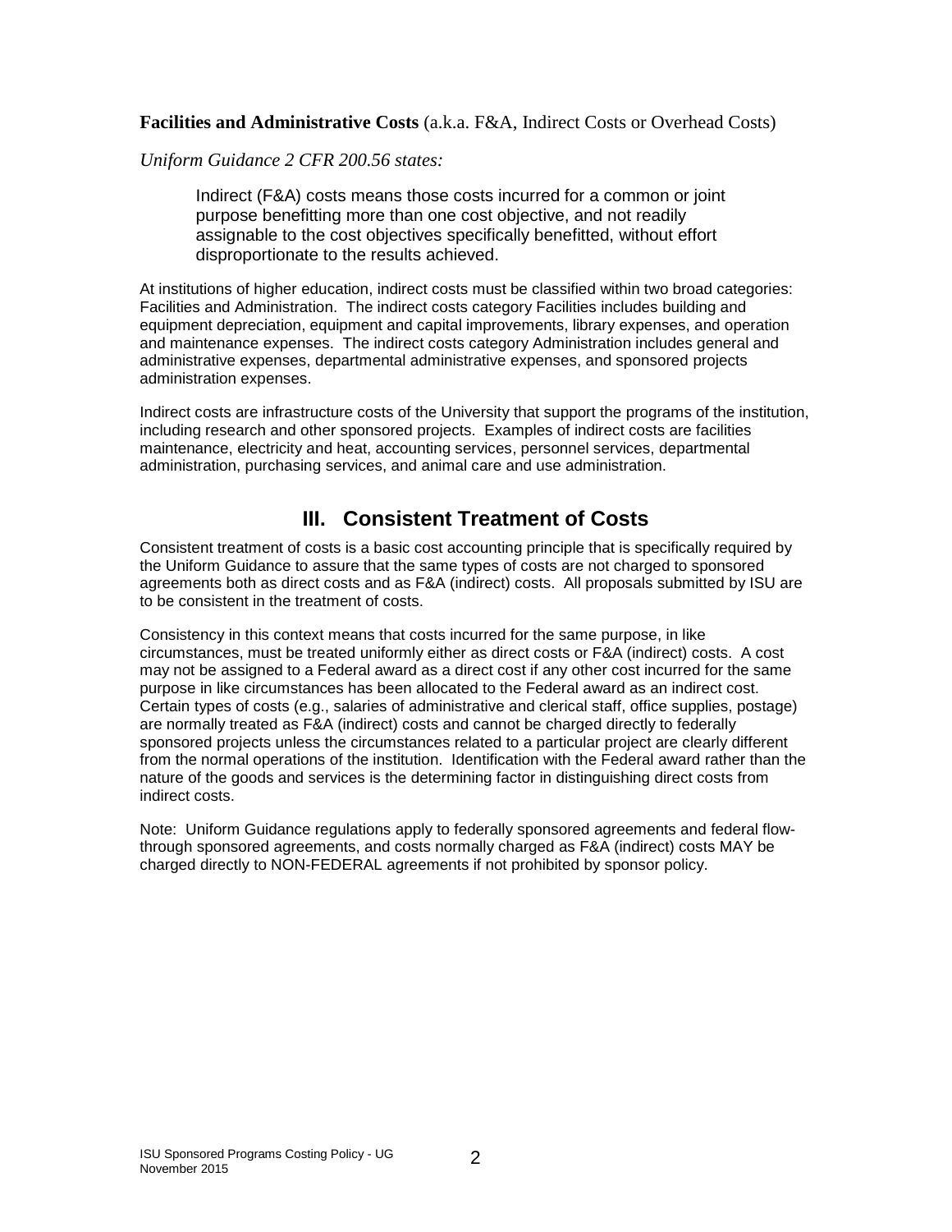**Facilities and Administrative Costs** (a.k.a. F&A, Indirect Costs or Overhead Costs)

*Uniform Guidance 2 CFR 200.56 states:*

> Indirect (F&A) costs means those costs incurred for a common or joint purpose benefitting more than one cost objective, and not readily assignable to the cost objectives specifically benefitted, without effort disproportionate to the results achieved.

At institutions of higher education, indirect costs must be classified within two broad categories: Facilities and Administration. The indirect costs category Facilities includes building and equipment depreciation, equipment and capital improvements, library expenses, and operation and maintenance expenses. The indirect costs category Administration includes general and administrative expenses, departmental administrative expenses, and sponsored projects administration expenses.

Indirect costs are infrastructure costs of the University that support the programs of the institution, including research and other sponsored projects. Examples of indirect costs are facilities maintenance, electricity and heat, accounting services, personnel services, departmental administration, purchasing services, and animal care and use administration.

## III. Consistent Treatment of Costs

Consistent treatment of costs is a basic cost accounting principle that is specifically required by the Uniform Guidance to assure that the same types of costs are not charged to sponsored agreements both as direct costs and as F&A (indirect) costs. All proposals submitted by ISU are to be consistent in the treatment of costs.

Consistency in this context means that costs incurred for the same purpose, in like circumstances, must be treated uniformly either as direct costs or F&A (indirect) costs. A cost may not be assigned to a Federal award as a direct cost if any other cost incurred for the same purpose in like circumstances has been allocated to the Federal award as an indirect cost. Certain types of costs (e.g., salaries of administrative and clerical staff, office supplies, postage) are normally treated as F&A (indirect) costs and cannot be charged directly to federally sponsored projects unless the circumstances related to a particular project are clearly different from the normal operations of the institution. Identification with the Federal award rather than the nature of the goods and services is the determining factor in distinguishing direct costs from indirect costs.

Note: Uniform Guidance regulations apply to federally sponsored agreements and federal flow-through sponsored agreements, and costs normally charged as F&A (indirect) costs MAY be charged directly to NON-FEDERAL agreements if not prohibited by sponsor policy.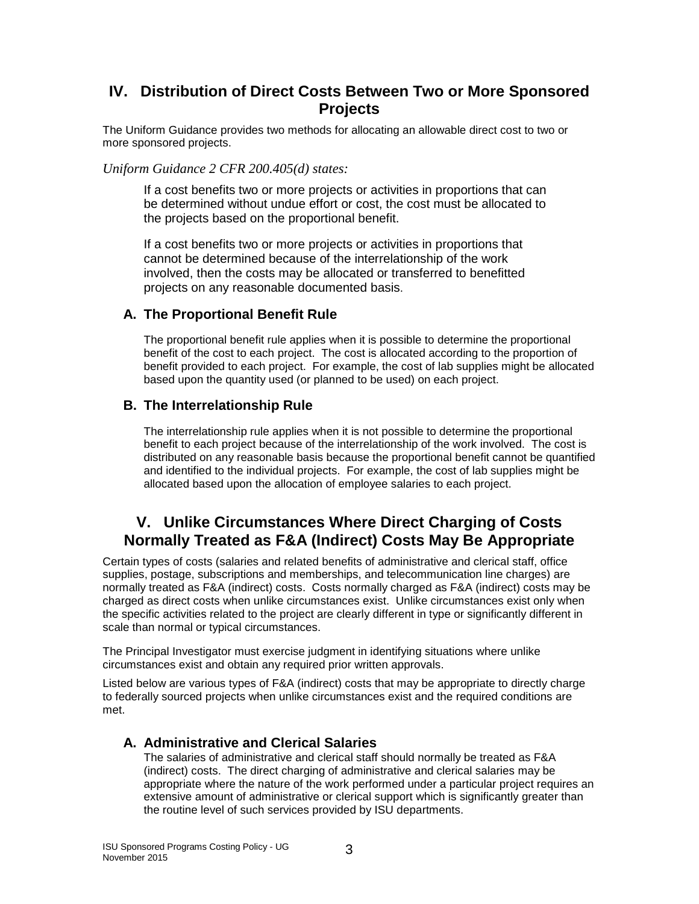## IV. Distribution of Direct Costs Between Two or More Sponsored Projects

The Uniform Guidance provides two methods for allocating an allowable direct cost to two or more sponsored projects.

*Uniform Guidance 2 CFR 200.405(d) states:*

> If a cost benefits two or more projects or activities in proportions that can be determined without undue effort or cost, the cost must be allocated to the projects based on the proportional benefit.
>
> If a cost benefits two or more projects or activities in proportions that cannot be determined because of the interrelationship of the work involved, then the costs may be allocated or transferred to benefitted projects on any reasonable documented basis.

### A. The Proportional Benefit Rule

The proportional benefit rule applies when it is possible to determine the proportional benefit of the cost to each project. The cost is allocated according to the proportion of benefit provided to each project. For example, the cost of lab supplies might be allocated based upon the quantity used (or planned to be used) on each project.

### B. The Interrelationship Rule

The interrelationship rule applies when it is not possible to determine the proportional benefit to each project because of the interrelationship of the work involved. The cost is distributed on any reasonable basis because the proportional benefit cannot be quantified and identified to the individual projects. For example, the cost of lab supplies might be allocated based upon the allocation of employee salaries to each project.

## V. Unlike Circumstances Where Direct Charging of Costs Normally Treated as F&A (Indirect) Costs May Be Appropriate

Certain types of costs (salaries and related benefits of administrative and clerical staff, office supplies, postage, subscriptions and memberships, and telecommunication line charges) are normally treated as F&A (indirect) costs. Costs normally charged as F&A (indirect) costs may be charged as direct costs when unlike circumstances exist. Unlike circumstances exist only when the specific activities related to the project are clearly different in type or significantly different in scale than normal or typical circumstances.

The Principal Investigator must exercise judgment in identifying situations where unlike circumstances exist and obtain any required prior written approvals.

Listed below are various types of F&A (indirect) costs that may be appropriate to directly charge to federally sourced projects when unlike circumstances exist and the required conditions are met.

### A. Administrative and Clerical Salaries

The salaries of administrative and clerical staff should normally be treated as F&A (indirect) costs. The direct charging of administrative and clerical salaries may be appropriate where the nature of the work performed under a particular project requires an extensive amount of administrative or clerical support which is significantly greater than the routine level of such services provided by ISU departments.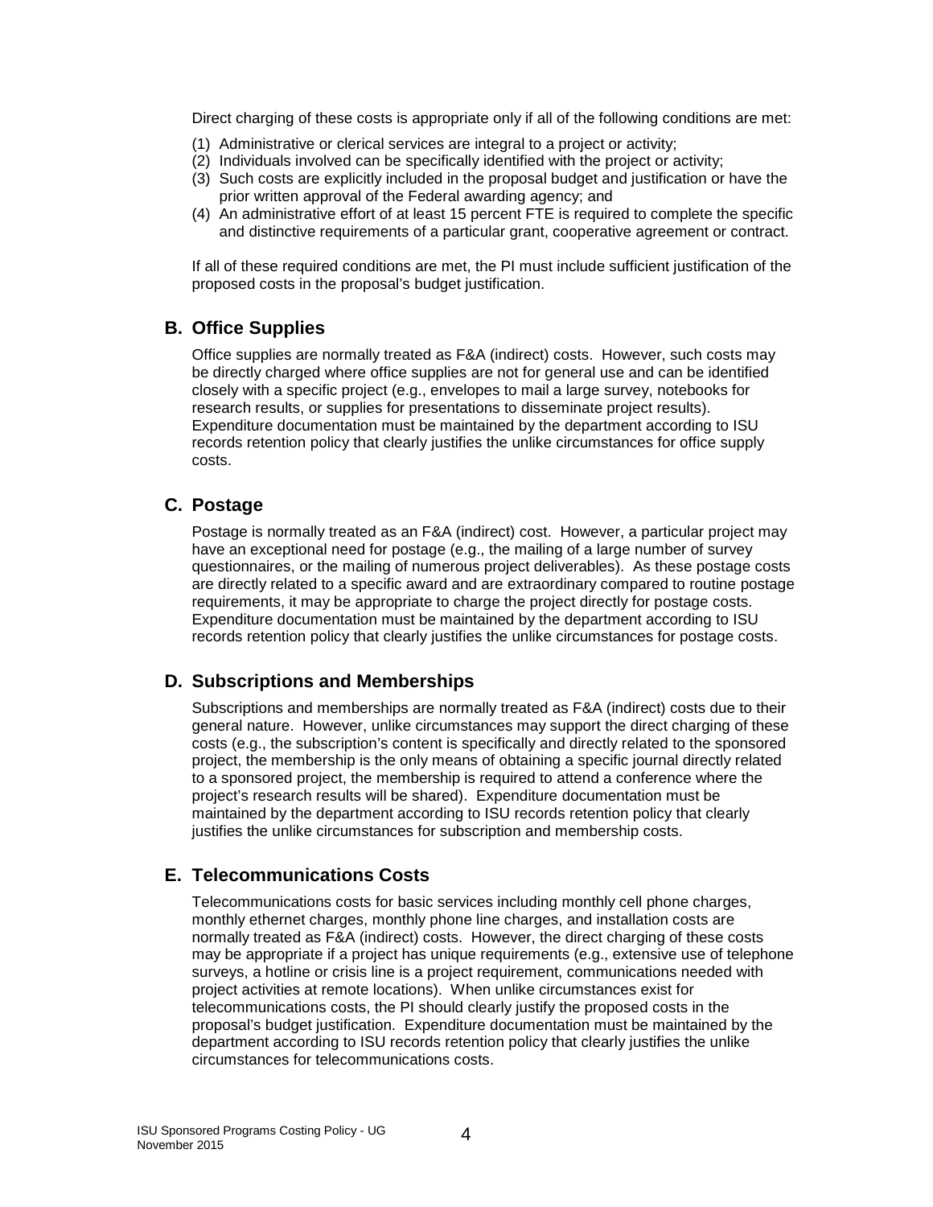Direct charging of these costs is appropriate only if all of the following conditions are met:

(1) Administrative or clerical services are integral to a project or activity;
(2) Individuals involved can be specifically identified with the project or activity;
(3) Such costs are explicitly included in the proposal budget and justification or have the prior written approval of the Federal awarding agency; and
(4) An administrative effort of at least 15 percent FTE is required to complete the specific and distinctive requirements of a particular grant, cooperative agreement or contract.

If all of these required conditions are met, the PI must include sufficient justification of the proposed costs in the proposal's budget justification.

## B. Office Supplies

Office supplies are normally treated as F&A (indirect) costs. However, such costs may be directly charged where office supplies are not for general use and can be identified closely with a specific project (e.g., envelopes to mail a large survey, notebooks for research results, or supplies for presentations to disseminate project results). Expenditure documentation must be maintained by the department according to ISU records retention policy that clearly justifies the unlike circumstances for office supply costs.

## C. Postage

Postage is normally treated as an F&A (indirect) cost. However, a particular project may have an exceptional need for postage (e.g., the mailing of a large number of survey questionnaires, or the mailing of numerous project deliverables). As these postage costs are directly related to a specific award and are extraordinary compared to routine postage requirements, it may be appropriate to charge the project directly for postage costs. Expenditure documentation must be maintained by the department according to ISU records retention policy that clearly justifies the unlike circumstances for postage costs.

## D. Subscriptions and Memberships

Subscriptions and memberships are normally treated as F&A (indirect) costs due to their general nature. However, unlike circumstances may support the direct charging of these costs (e.g., the subscription's content is specifically and directly related to the sponsored project, the membership is the only means of obtaining a specific journal directly related to a sponsored project, the membership is required to attend a conference where the project's research results will be shared). Expenditure documentation must be maintained by the department according to ISU records retention policy that clearly justifies the unlike circumstances for subscription and membership costs.

## E. Telecommunications Costs

Telecommunications costs for basic services including monthly cell phone charges, monthly ethernet charges, monthly phone line charges, and installation costs are normally treated as F&A (indirect) costs. However, the direct charging of these costs may be appropriate if a project has unique requirements (e.g., extensive use of telephone surveys, a hotline or crisis line is a project requirement, communications needed with project activities at remote locations). When unlike circumstances exist for telecommunications costs, the PI should clearly justify the proposed costs in the proposal's budget justification. Expenditure documentation must be maintained by the department according to ISU records retention policy that clearly justifies the unlike circumstances for telecommunications costs.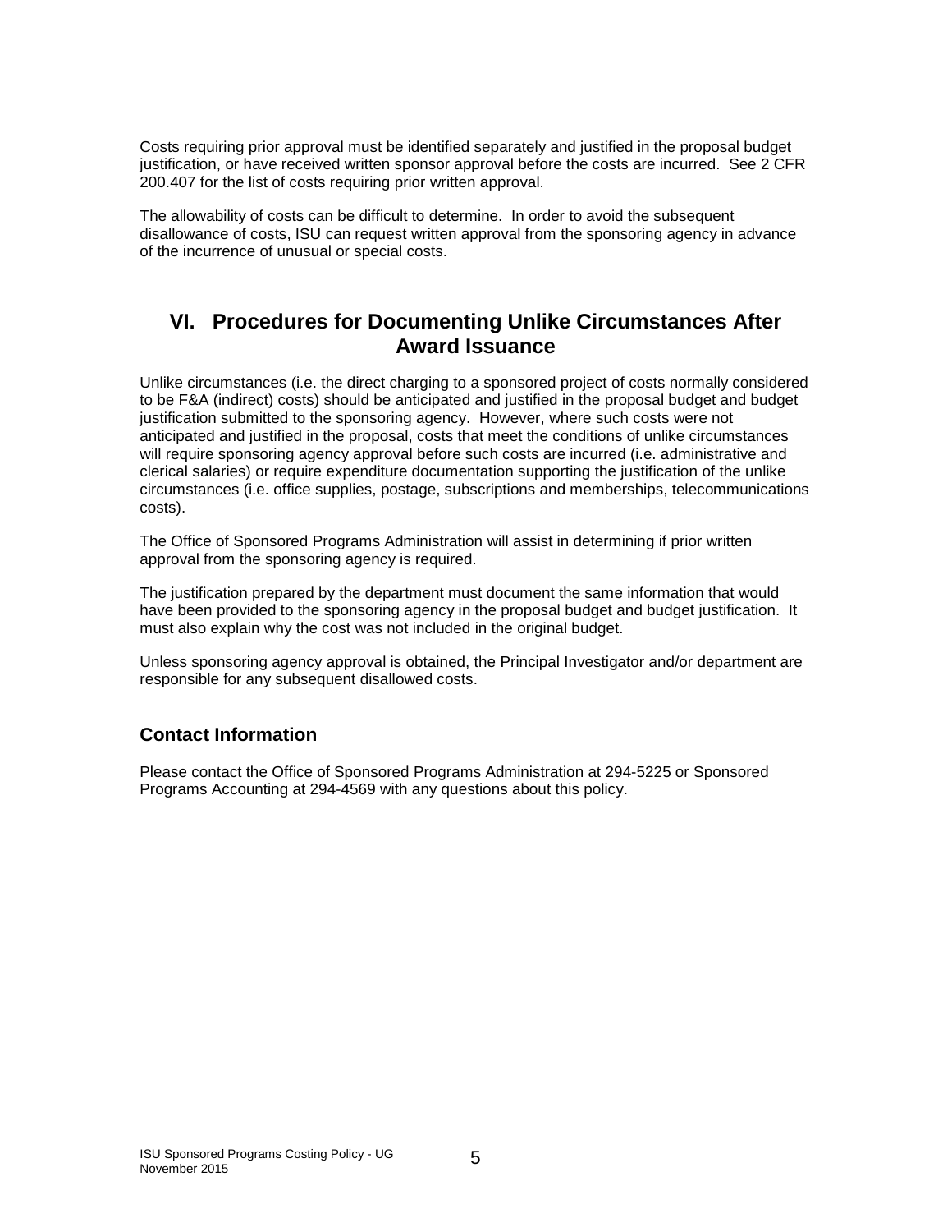Costs requiring prior approval must be identified separately and justified in the proposal budget justification, or have received written sponsor approval before the costs are incurred. See 2 CFR 200.407 for the list of costs requiring prior written approval.

The allowability of costs can be difficult to determine. In order to avoid the subsequent disallowance of costs, ISU can request written approval from the sponsoring agency in advance of the incurrence of unusual or special costs.

## VI. Procedures for Documenting Unlike Circumstances After Award Issuance

Unlike circumstances (i.e. the direct charging to a sponsored project of costs normally considered to be F&A (indirect) costs) should be anticipated and justified in the proposal budget and budget justification submitted to the sponsoring agency. However, where such costs were not anticipated and justified in the proposal, costs that meet the conditions of unlike circumstances will require sponsoring agency approval before such costs are incurred (i.e. administrative and clerical salaries) or require expenditure documentation supporting the justification of the unlike circumstances (i.e. office supplies, postage, subscriptions and memberships, telecommunications costs).

The Office of Sponsored Programs Administration will assist in determining if prior written approval from the sponsoring agency is required.

The justification prepared by the department must document the same information that would have been provided to the sponsoring agency in the proposal budget and budget justification. It must also explain why the cost was not included in the original budget.

Unless sponsoring agency approval is obtained, the Principal Investigator and/or department are responsible for any subsequent disallowed costs.

### Contact Information

Please contact the Office of Sponsored Programs Administration at 294-5225 or Sponsored Programs Accounting at 294-4569 with any questions about this policy.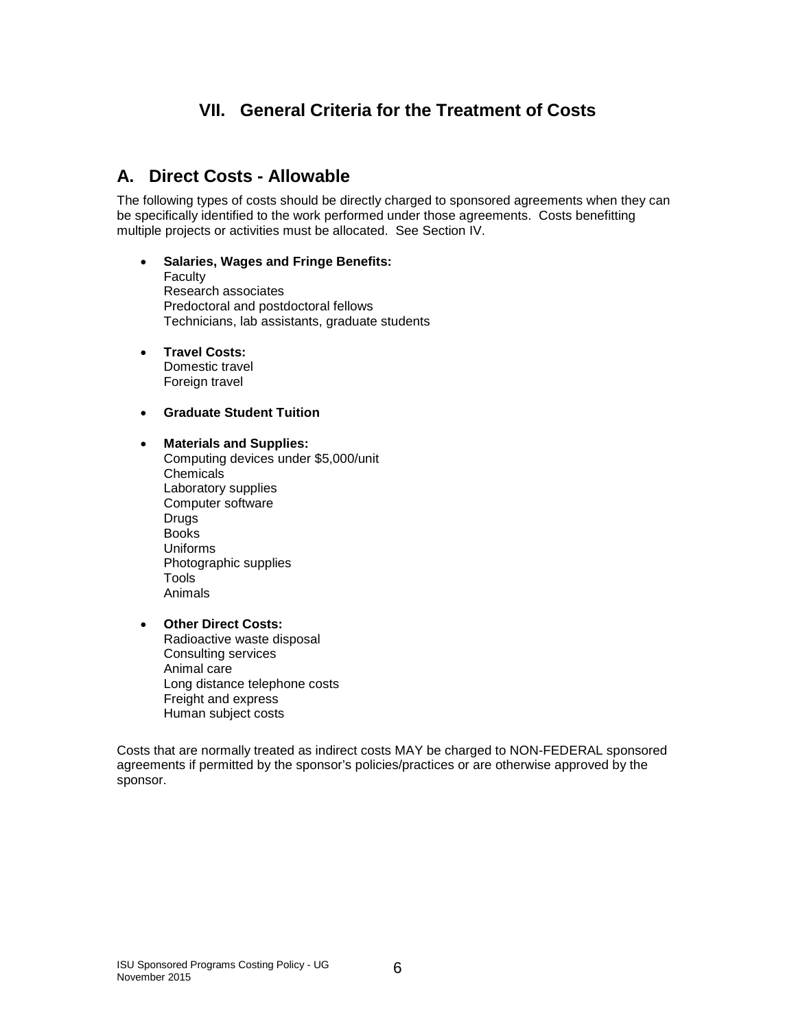# VII. General Criteria for the Treatment of Costs

## A. Direct Costs - Allowable

The following types of costs should be directly charged to sponsored agreements when they can be specifically identified to the work performed under those agreements. Costs benefitting multiple projects or activities must be allocated. See Section IV.

- **Salaries, Wages and Fringe Benefits:**
  Faculty
  Research associates
  Predoctoral and postdoctoral fellows
  Technicians, lab assistants, graduate students

- **Travel Costs:**
  Domestic travel
  Foreign travel

- **Graduate Student Tuition**

- **Materials and Supplies:**
  Computing devices under $5,000/unit
  Chemicals
  Laboratory supplies
  Computer software
  Drugs
  Books
  Uniforms
  Photographic supplies
  Tools
  Animals

- **Other Direct Costs:**
  Radioactive waste disposal
  Consulting services
  Animal care
  Long distance telephone costs
  Freight and express
  Human subject costs

Costs that are normally treated as indirect costs MAY be charged to NON-FEDERAL sponsored agreements if permitted by the sponsor's policies/practices or are otherwise approved by the sponsor.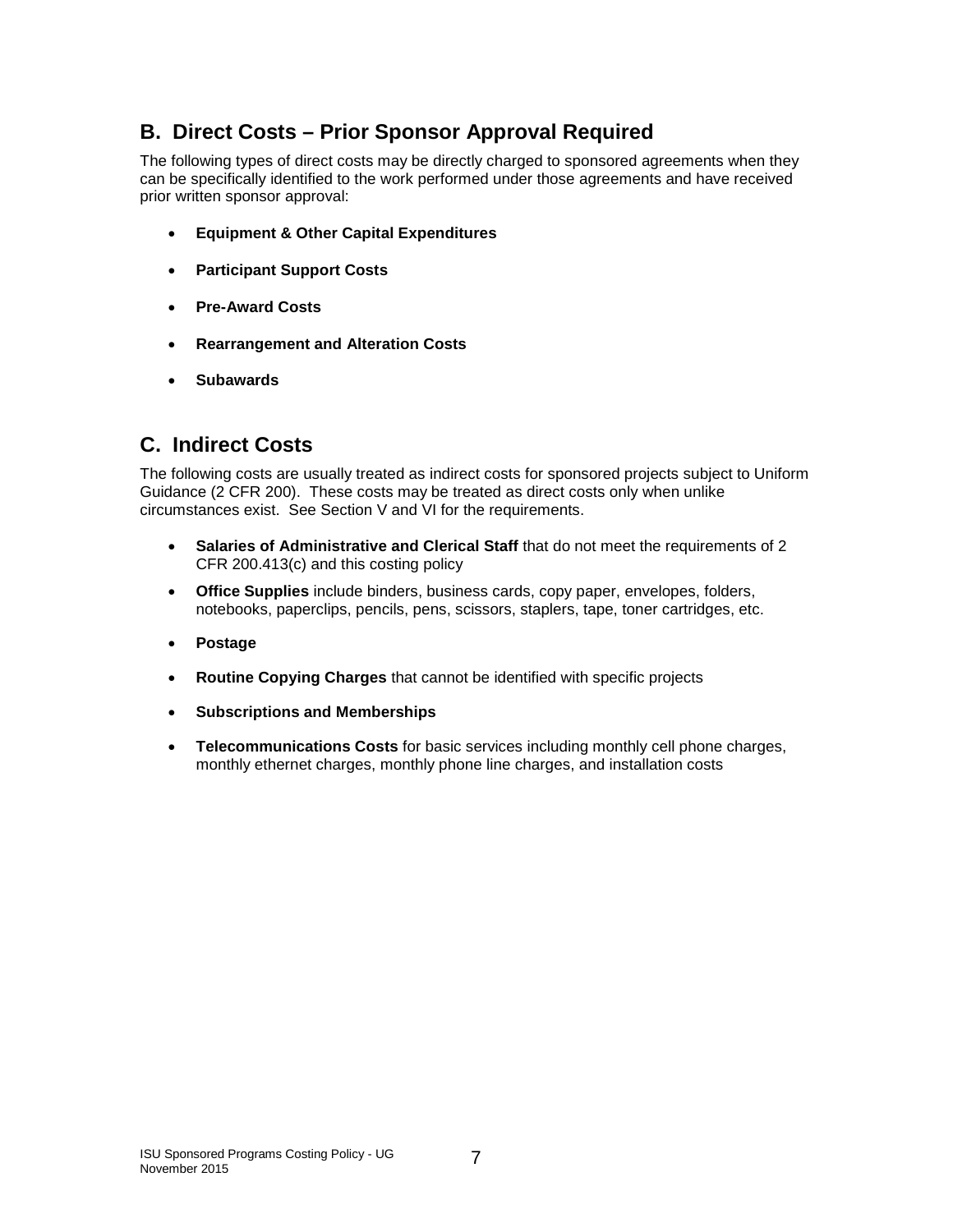## B. Direct Costs – Prior Sponsor Approval Required

The following types of direct costs may be directly charged to sponsored agreements when they can be specifically identified to the work performed under those agreements and have received prior written sponsor approval:

- **Equipment & Other Capital Expenditures**
- **Participant Support Costs**
- **Pre-Award Costs**
- **Rearrangement and Alteration Costs**
- **Subawards**

## C. Indirect Costs

The following costs are usually treated as indirect costs for sponsored projects subject to Uniform Guidance (2 CFR 200). These costs may be treated as direct costs only when unlike circumstances exist. See Section V and VI for the requirements.

- **Salaries of Administrative and Clerical Staff** that do not meet the requirements of 2 CFR 200.413(c) and this costing policy
- **Office Supplies** include binders, business cards, copy paper, envelopes, folders, notebooks, paperclips, pencils, pens, scissors, staplers, tape, toner cartridges, etc.
- **Postage**
- **Routine Copying Charges** that cannot be identified with specific projects
- **Subscriptions and Memberships**
- **Telecommunications Costs** for basic services including monthly cell phone charges, monthly ethernet charges, monthly phone line charges, and installation costs